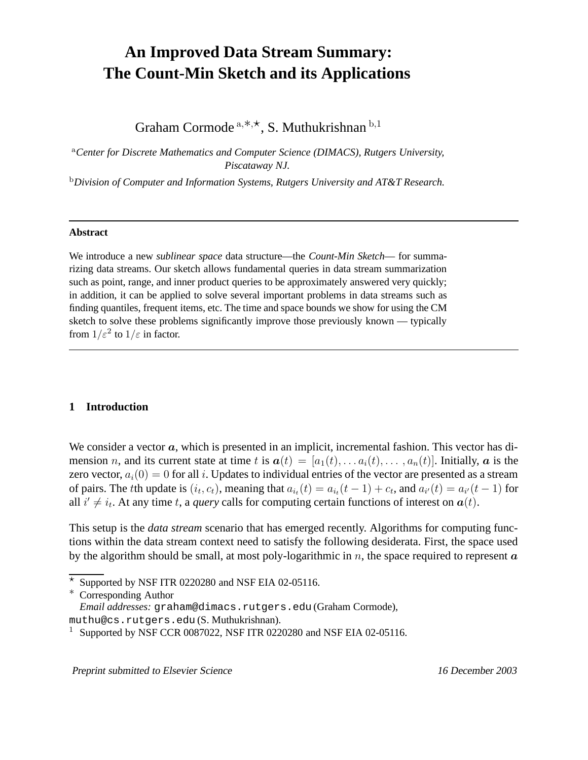# An Improved Data Stream Summary: The Count-Min Sketch and its Applications

Graham Cormode [a,*,⋆], S. Muthukrishnan [b,1]

[a] *Center for Discrete Mathematics and Computer Science (DIMACS), Rutgers University, Piscataway NJ.*

[b] *Division of Computer and Information Systems, Rutgers University and AT&T Research.*

---

**Abstract**

We introduce a new *sublinear space* data structure—the *Count-Min Sketch*— for summarizing data streams. Our sketch allows fundamental queries in data stream summarization such as point, range, and inner product queries to be approximately answered very quickly; in addition, it can be applied to solve several important problems in data streams such as finding quantiles, frequent items, etc. The time and space bounds we show for using the CM sketch to solve these problems significantly improve those previously known — typically from $1/\varepsilon^2$ to $1/\varepsilon$ in factor.

---

## 1 Introduction

We consider a vector $\boldsymbol{a}$, which is presented in an implicit, incremental fashion. This vector has dimension $n$, and its current state at time $t$ is $\boldsymbol{a}(t) = [a_1(t), \ldots a_i(t), \ldots, a_n(t)]$. Initially, $\boldsymbol{a}$ is the zero vector, $a_i(0) = 0$ for all $i$. Updates to individual entries of the vector are presented as a stream of pairs. The $t$th update is $(i_t, c_t)$, meaning that $a_{i_t}(t) = a_{i_t}(t-1) + c_t$, and $a_{i'}(t) = a_{i'}(t-1)$ for all $i' \neq i_t$. At any time $t$, a *query* calls for computing certain functions of interest on $\boldsymbol{a}(t)$.

This setup is the *data stream* scenario that has emerged recently. Algorithms for computing functions within the data stream context need to satisfy the following desiderata. First, the space used by the algorithm should be small, at most poly-logarithmic in $n$, the space required to represent $\boldsymbol{a}$

---

⋆ Supported by NSF ITR 0220280 and NSF EIA 02-05116.

\* Corresponding Author

*Email addresses:* graham@dimacs.rutgers.edu (Graham Cormode), muthu@cs.rutgers.edu (S. Muthukrishnan).

[1] Supported by NSF CCR 0087022, NSF ITR 0220280 and NSF EIA 02-05116.

*Preprint submitted to Elsevier Science* *16 December 2003*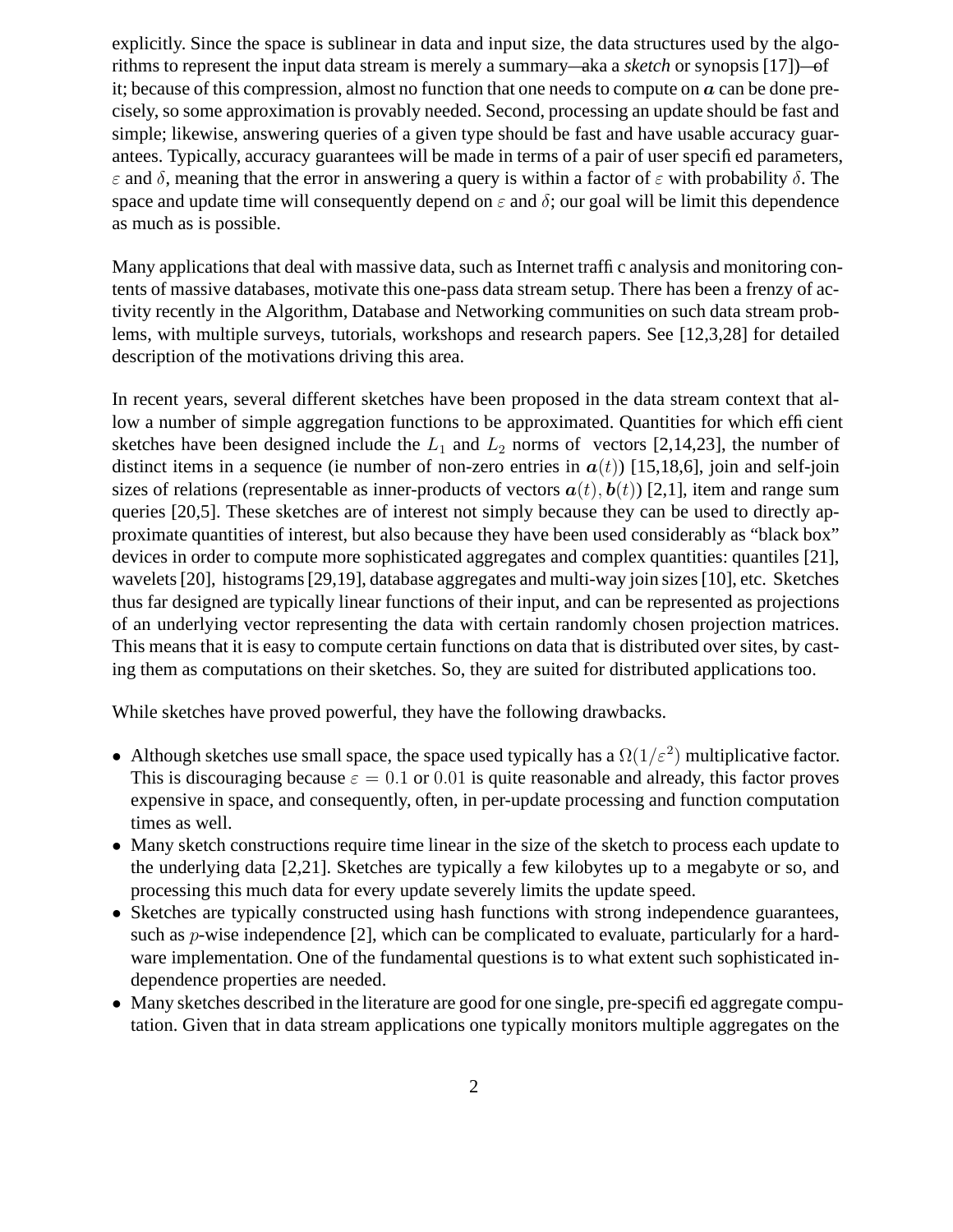explicitly. Since the space is sublinear in data and input size, the data structures used by the algorithms to represent the input data stream is merely a summary—aka a *sketch* or synopsis [17])—of it; because of this compression, almost no function that one needs to compute on $\boldsymbol{a}$ can be done precisely, so some approximation is provably needed. Second, processing an update should be fast and simple; likewise, answering queries of a given type should be fast and have usable accuracy guarantees. Typically, accuracy guarantees will be made in terms of a pair of user specified parameters, $\varepsilon$ and $\delta$, meaning that the error in answering a query is within a factor of $\varepsilon$ with probability $\delta$. The space and update time will consequently depend on $\varepsilon$ and $\delta$; our goal will be limit this dependence as much as is possible.

Many applications that deal with massive data, such as Internet traffic analysis and monitoring contents of massive databases, motivate this one-pass data stream setup. There has been a frenzy of activity recently in the Algorithm, Database and Networking communities on such data stream problems, with multiple surveys, tutorials, workshops and research papers. See [12,3,28] for detailed description of the motivations driving this area.

In recent years, several different sketches have been proposed in the data stream context that allow a number of simple aggregation functions to be approximated. Quantities for which efficient sketches have been designed include the $L_1$ and $L_2$ norms of vectors [2,14,23], the number of distinct items in a sequence (ie number of non-zero entries in $\boldsymbol{a}(t)$) [15,18,6], join and self-join sizes of relations (representable as inner-products of vectors $\boldsymbol{a}(t), \boldsymbol{b}(t)$) [2,1], item and range sum queries [20,5]. These sketches are of interest not simply because they can be used to directly approximate quantities of interest, but also because they have been used considerably as "black box" devices in order to compute more sophisticated aggregates and complex quantities: quantiles [21], wavelets [20], histograms [29,19], database aggregates and multi-way join sizes [10], etc. Sketches thus far designed are typically linear functions of their input, and can be represented as projections of an underlying vector representing the data with certain randomly chosen projection matrices. This means that it is easy to compute certain functions on data that is distributed over sites, by casting them as computations on their sketches. So, they are suited for distributed applications too.

While sketches have proved powerful, they have the following drawbacks.

- Although sketches use small space, the space used typically has a $\Omega(1/\varepsilon^2)$ multiplicative factor. This is discouraging because $\varepsilon = 0.1$ or $0.01$ is quite reasonable and already, this factor proves expensive in space, and consequently, often, in per-update processing and function computation times as well.
- Many sketch constructions require time linear in the size of the sketch to process each update to the underlying data [2,21]. Sketches are typically a few kilobytes up to a megabyte or so, and processing this much data for every update severely limits the update speed.
- Sketches are typically constructed using hash functions with strong independence guarantees, such as $p$-wise independence [2], which can be complicated to evaluate, particularly for a hardware implementation. One of the fundamental questions is to what extent such sophisticated independence properties are needed.
- Many sketches described in the literature are good for one single, pre-specified aggregate computation. Given that in data stream applications one typically monitors multiple aggregates on the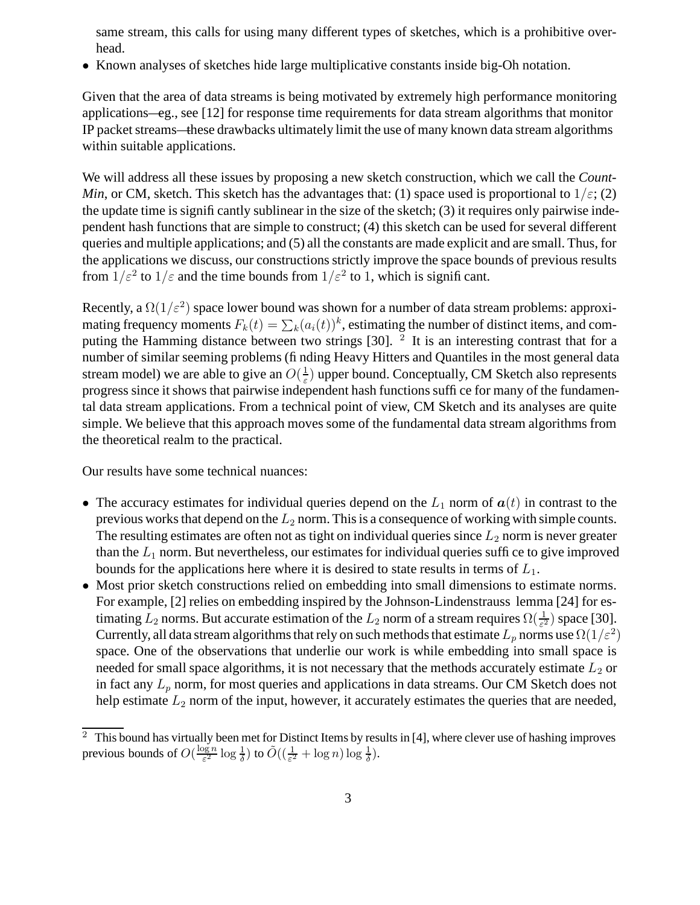same stream, this calls for using many different types of sketches, which is a prohibitive overhead.

- Known analyses of sketches hide large multiplicative constants inside big-Oh notation.

Given that the area of data streams is being motivated by extremely high performance monitoring applications—eg., see [12] for response time requirements for data stream algorithms that monitor IP packet streams—these drawbacks ultimately limit the use of many known data stream algorithms within suitable applications.

We will address all these issues by proposing a new sketch construction, which we call the *Count-Min*, or CM, sketch. This sketch has the advantages that: (1) space used is proportional to $1/\varepsilon$; (2) the update time is significantly sublinear in the size of the sketch; (3) it requires only pairwise independent hash functions that are simple to construct; (4) this sketch can be used for several different queries and multiple applications; and (5) all the constants are made explicit and are small. Thus, for the applications we discuss, our constructions strictly improve the space bounds of previous results from $1/\varepsilon^2$ to $1/\varepsilon$ and the time bounds from $1/\varepsilon^2$ to $1$, which is significant.

Recently, a $\Omega(1/\varepsilon^2)$ space lower bound was shown for a number of data stream problems: approximating frequency moments $F_k(t) = \sum_k (a_i(t))^k$, estimating the number of distinct items, and computing the Hamming distance between two strings [30]. [2] It is an interesting contrast that for a number of similar seeming problems (finding Heavy Hitters and Quantiles in the most general data stream model) we are able to give an $O(\frac{1}{\varepsilon})$ upper bound. Conceptually, CM Sketch also represents progress since it shows that pairwise independent hash functions suffice for many of the fundamental data stream applications. From a technical point of view, CM Sketch and its analyses are quite simple. We believe that this approach moves some of the fundamental data stream algorithms from the theoretical realm to the practical.

Our results have some technical nuances:

- The accuracy estimates for individual queries depend on the $L_1$ norm of $\boldsymbol{a}(t)$ in contrast to the previous works that depend on the $L_2$ norm. This is a consequence of working with simple counts. The resulting estimates are often not as tight on individual queries since $L_2$ norm is never greater than the $L_1$ norm. But nevertheless, our estimates for individual queries suffice to give improved bounds for the applications here where it is desired to state results in terms of $L_1$.
- Most prior sketch constructions relied on embedding into small dimensions to estimate norms. For example, [2] relies on embedding inspired by the Johnson-Lindenstrauss lemma [24] for estimating $L_2$ norms. But accurate estimation of the $L_2$ norm of a stream requires $\Omega(\frac{1}{\varepsilon^2})$ space [30]. Currently, all data stream algorithms that rely on such methods that estimate $L_p$ norms use $\Omega(1/\varepsilon^2)$ space. One of the observations that underlie our work is while embedding into small space is needed for small space algorithms, it is not necessary that the methods accurately estimate $L_2$ or in fact any $L_p$ norm, for most queries and applications in data streams. Our CM Sketch does not help estimate $L_2$ norm of the input, however, it accurately estimates the queries that are needed,

[2] This bound has virtually been met for Distinct Items by results in [4], where clever use of hashing improves previous bounds of $O(\frac{\log n}{\varepsilon^2} \log \frac{1}{\delta})$ to $\tilde{O}((\frac{1}{\varepsilon^2} + \log n) \log \frac{1}{\delta})$.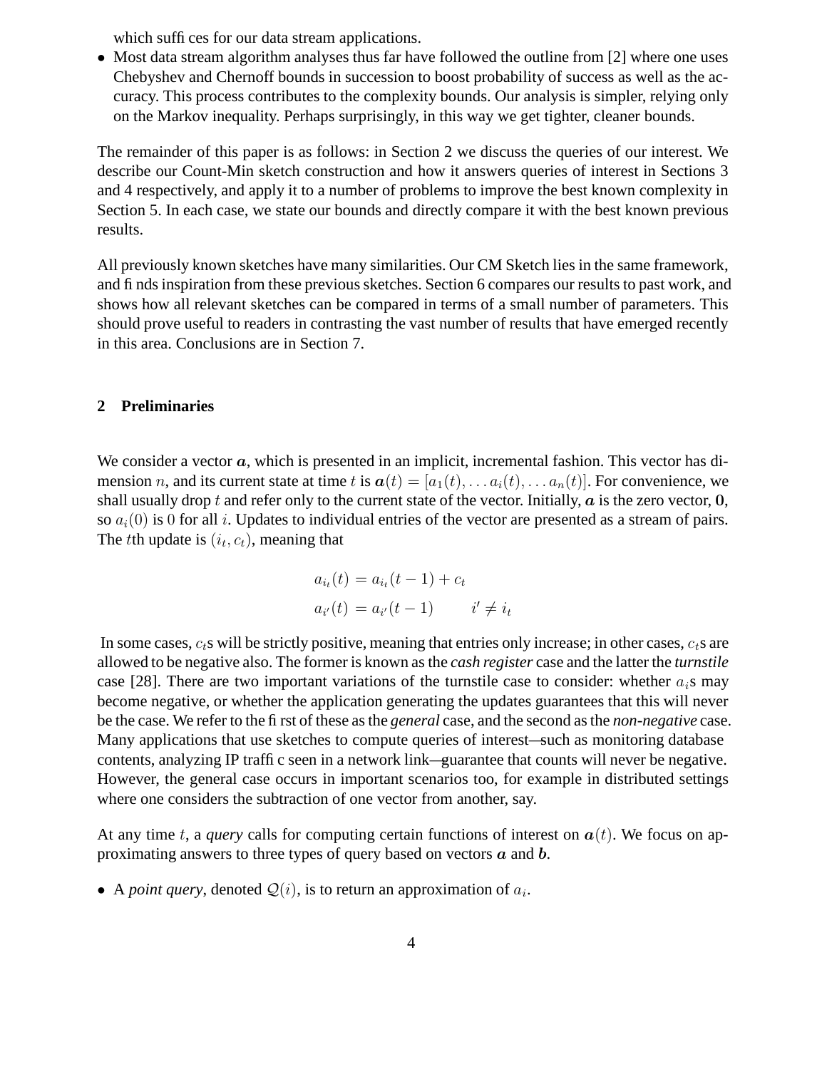which suffices for our data stream applications.

- Most data stream algorithm analyses thus far have followed the outline from [2] where one uses Chebyshev and Chernoff bounds in succession to boost probability of success as well as the accuracy. This process contributes to the complexity bounds. Our analysis is simpler, relying only on the Markov inequality. Perhaps surprisingly, in this way we get tighter, cleaner bounds.

The remainder of this paper is as follows: in Section 2 we discuss the queries of our interest. We describe our Count-Min sketch construction and how it answers queries of interest in Sections 3 and 4 respectively, and apply it to a number of problems to improve the best known complexity in Section 5. In each case, we state our bounds and directly compare it with the best known previous results.

All previously known sketches have many similarities. Our CM Sketch lies in the same framework, and finds inspiration from these previous sketches. Section 6 compares our results to past work, and shows how all relevant sketches can be compared in terms of a small number of parameters. This should prove useful to readers in contrasting the vast number of results that have emerged recently in this area. Conclusions are in Section 7.

## 2 Preliminaries

We consider a vector $\boldsymbol{a}$, which is presented in an implicit, incremental fashion. This vector has dimension $n$, and its current state at time $t$ is $\boldsymbol{a}(t) = [a_1(t), \ldots a_i(t), \ldots a_n(t)]$. For convenience, we shall usually drop $t$ and refer only to the current state of the vector. Initially, $\boldsymbol{a}$ is the zero vector, $\mathbf{0}$, so $a_i(0)$ is $0$ for all $i$. Updates to individual entries of the vector are presented as a stream of pairs. The $t$th update is $(i_t, c_t)$, meaning that

$$
\begin{aligned}
a_{i_t}(t) &= a_{i_t}(t-1) + c_t \\
a_{i'}(t) &= a_{i'}(t-1) \qquad i' \neq i_t
\end{aligned}
$$

In some cases, $c_t$s will be strictly positive, meaning that entries only increase; in other cases, $c_t$s are allowed to be negative also. The former is known as the *cash register* case and the latter the *turnstile* case [28]. There are two important variations of the turnstile case to consider: whether $a_i$s may become negative, or whether the application generating the updates guarantees that this will never be the case. We refer to the first of these as the *general* case, and the second as the *non-negative* case. Many applications that use sketches to compute queries of interest—such as monitoring database contents, analyzing IP traffic seen in a network link—guarantee that counts will never be negative. However, the general case occurs in important scenarios too, for example in distributed settings where one considers the subtraction of one vector from another, say.

At any time $t$, a *query* calls for computing certain functions of interest on $\boldsymbol{a}(t)$. We focus on approximating answers to three types of query based on vectors $\boldsymbol{a}$ and $\boldsymbol{b}$.

- A *point query*, denoted $\mathcal{Q}(i)$, is to return an approximation of $a_i$.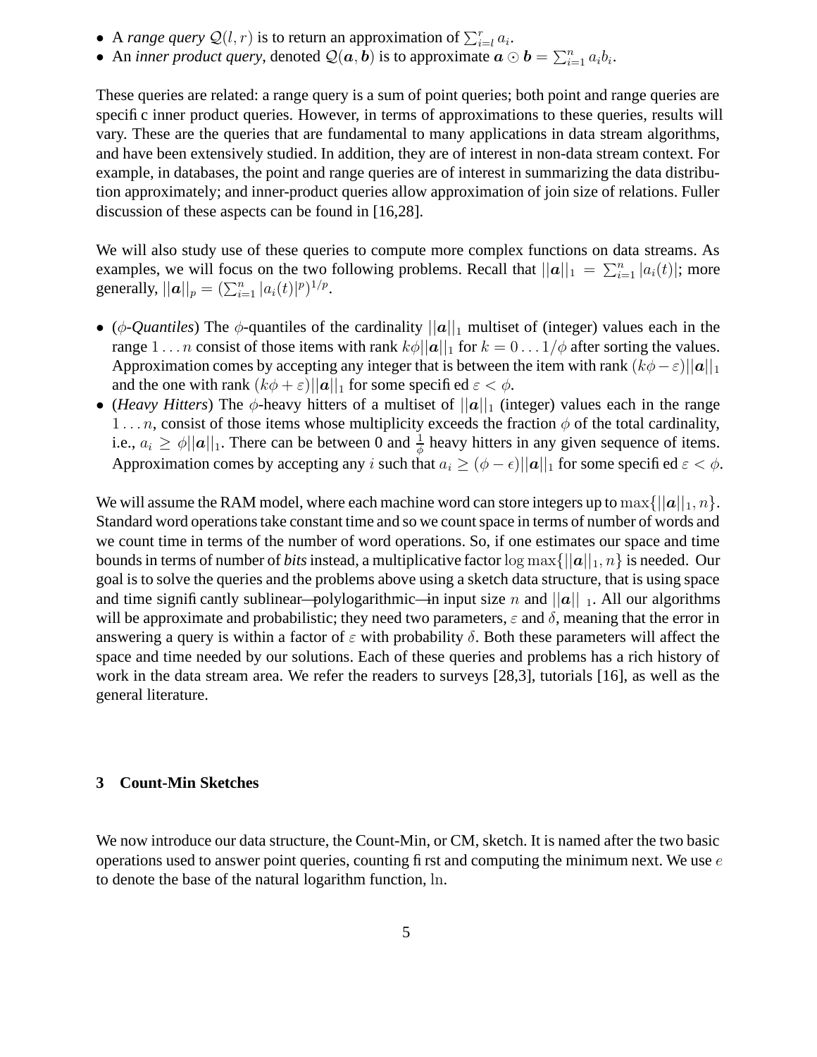- A *range query* $\mathcal{Q}(l, r)$ is to return an approximation of $\sum_{i=l}^{r} a_i$.
- An *inner product query*, denoted $\mathcal{Q}(\boldsymbol{a}, \boldsymbol{b})$ is to approximate $\boldsymbol{a} \odot \boldsymbol{b} = \sum_{i=1}^{n} a_i b_i$.

These queries are related: a range query is a sum of point queries; both point and range queries are specific inner product queries. However, in terms of approximations to these queries, results will vary. These are the queries that are fundamental to many applications in data stream algorithms, and have been extensively studied. In addition, they are of interest in non-data stream context. For example, in databases, the point and range queries are of interest in summarizing the data distribution approximately; and inner-product queries allow approximation of join size of relations. Fuller discussion of these aspects can be found in [16,28].

We will also study use of these queries to compute more complex functions on data streams. As examples, we will focus on the two following problems. Recall that $||\boldsymbol{a}||_1 = \sum_{i=1}^{n} |a_i(t)|$; more generally, $||\boldsymbol{a}||_p = (\sum_{i=1}^{n} |a_i(t)|^p)^{1/p}$.

- ($\phi$-*Quantiles*) The $\phi$-quantiles of the cardinality $||\boldsymbol{a}||_1$ multiset of (integer) values each in the range $1 \ldots n$ consist of those items with rank $k\phi||\boldsymbol{a}||_1$ for $k = 0 \ldots 1/\phi$ after sorting the values. Approximation comes by accepting any integer that is between the item with rank $(k\phi - \varepsilon)||\boldsymbol{a}||_1$ and the one with rank $(k\phi + \varepsilon)||\boldsymbol{a}||_1$ for some specified $\varepsilon < \phi$.
- (*Heavy Hitters*) The $\phi$-heavy hitters of a multiset of $||\boldsymbol{a}||_1$ (integer) values each in the range $1 \ldots n$, consist of those items whose multiplicity exceeds the fraction $\phi$ of the total cardinality, i.e., $a_i \geq \phi||\boldsymbol{a}||_1$. There can be between 0 and $\frac{1}{\phi}$ heavy hitters in any given sequence of items. Approximation comes by accepting any $i$ such that $a_i \geq (\phi - \epsilon)||\boldsymbol{a}||_1$ for some specified $\varepsilon < \phi$.

We will assume the RAM model, where each machine word can store integers up to $\max\{||\boldsymbol{a}||_1, n\}$. Standard word operations take constant time and so we count space in terms of number of words and we count time in terms of the number of word operations. So, if one estimates our space and time bounds in terms of number of *bits* instead, a multiplicative factor $\log \max\{||\boldsymbol{a}||_1, n\}$ is needed. Our goal is to solve the queries and the problems above using a sketch data structure, that is using space and time significantly sublinear—polylogarithmic—in input size $n$ and $||\boldsymbol{a}||_1$. All our algorithms will be approximate and probabilistic; they need two parameters, $\varepsilon$ and $\delta$, meaning that the error in answering a query is within a factor of $\varepsilon$ with probability $\delta$. Both these parameters will affect the space and time needed by our solutions. Each of these queries and problems has a rich history of work in the data stream area. We refer the readers to surveys [28,3], tutorials [16], as well as the general literature.

## 3 Count-Min Sketches

We now introduce our data structure, the Count-Min, or CM, sketch. It is named after the two basic operations used to answer point queries, counting first and computing the minimum next. We use $e$ to denote the base of the natural logarithm function, $\ln$.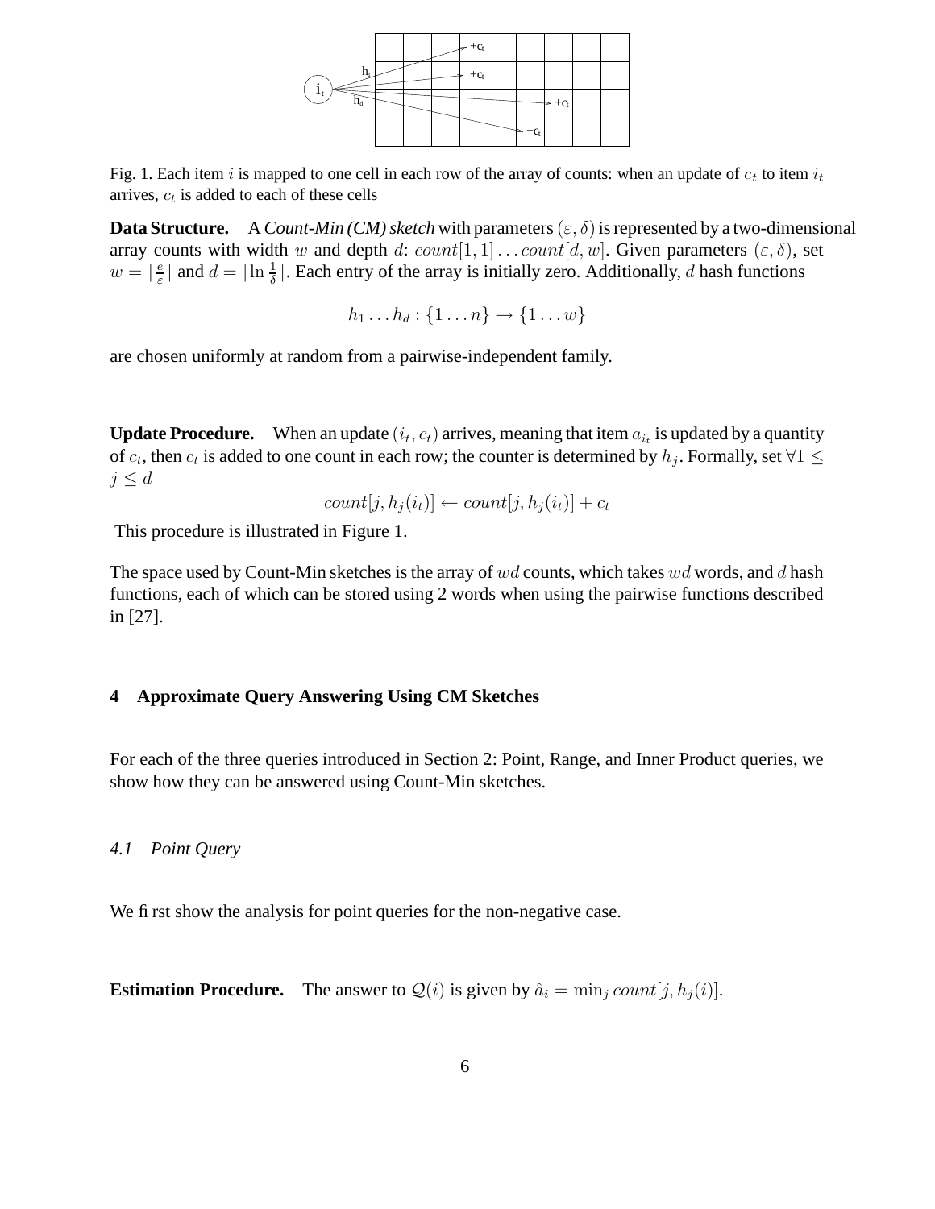Fig. 1. Each item $i$ is mapped to one cell in each row of the array of counts: when an update of $c_t$ to item $i_t$ arrives, $c_t$ is added to each of these cells

**Data Structure.** A *Count-Min (CM) sketch* with parameters $(\varepsilon, \delta)$ is represented by a two-dimensional array counts with width $w$ and depth $d$: $count[1,1] \ldots count[d,w]$. Given parameters $(\varepsilon, \delta)$, set $w = \lceil \frac{e}{\varepsilon} \rceil$ and $d = \lceil \ln \frac{1}{\delta} \rceil$. Each entry of the array is initially zero. Additionally, $d$ hash functions

$$h_1 \ldots h_d : \{1 \ldots n\} \to \{1 \ldots w\}$$

are chosen uniformly at random from a pairwise-independent family.

**Update Procedure.** When an update $(i_t, c_t)$ arrives, meaning that item $a_{i_t}$ is updated by a quantity of $c_t$, then $c_t$ is added to one count in each row; the counter is determined by $h_j$. Formally, set $\forall 1 \leq j \leq d$

$$count[j, h_j(i_t)] \leftarrow count[j, h_j(i_t)] + c_t$$

This procedure is illustrated in Figure 1.

The space used by Count-Min sketches is the array of $wd$ counts, which takes $wd$ words, and $d$ hash functions, each of which can be stored using 2 words when using the pairwise functions described in [27].

## 4 Approximate Query Answering Using CM Sketches

For each of the three queries introduced in Section 2: Point, Range, and Inner Product queries, we show how they can be answered using Count-Min sketches.

### *4.1 Point Query*

We first show the analysis for point queries for the non-negative case.

**Estimation Procedure.** The answer to $\mathcal{Q}(i)$ is given by $\hat{a}_i = \min_j count[j, h_j(i)]$.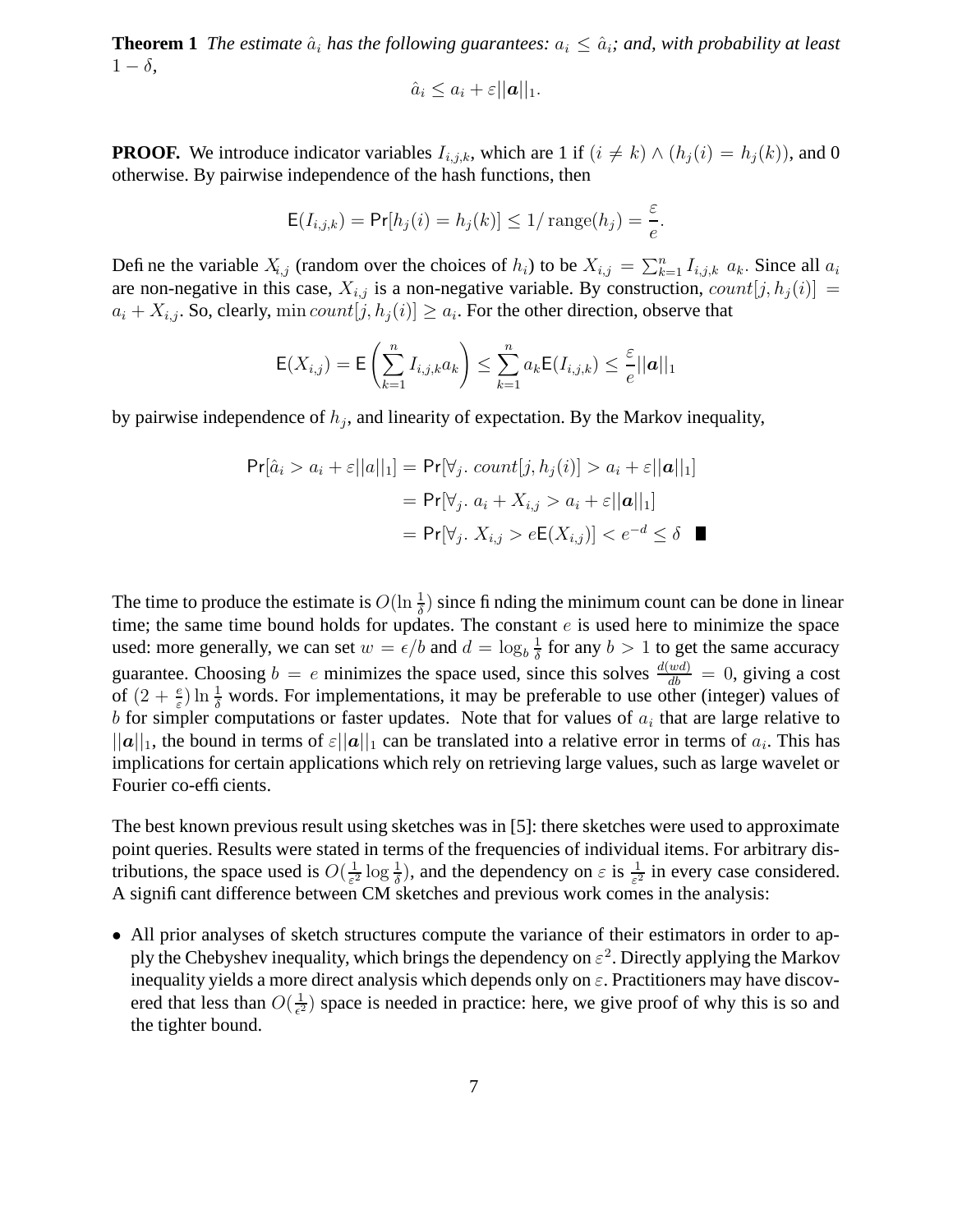**Theorem 1** *The estimate $\hat{a}_i$ has the following guarantees: $a_i \leq \hat{a}_i$; and, with probability at least $1 - \delta$,*

$$\hat{a}_i \leq a_i + \varepsilon||\boldsymbol{a}||_1.$$

**PROOF.** We introduce indicator variables $I_{i,j,k}$, which are 1 if $(i \neq k) \wedge (h_j(i) = h_j(k))$, and 0 otherwise. By pairwise independence of the hash functions, then

$$\mathsf{E}(I_{i,j,k}) = \Pr[h_j(i) = h_j(k)] \leq 1/\operatorname{range}(h_j) = \frac{\varepsilon}{e}.$$

Define the variable $X_{i,j}$ (random over the choices of $h_i$) to be $X_{i,j} = \sum_{k=1}^{n} I_{i,j,k}\ a_k$. Since all $a_i$ are non-negative in this case, $X_{i,j}$ is a non-negative variable. By construction, $count[j, h_j(i)] = a_i + X_{i,j}$. So, clearly, $\min count[j, h_j(i)] \geq a_i$. For the other direction, observe that

$$\mathsf{E}(X_{i,j}) = \mathsf{E}\left(\sum_{k=1}^{n} I_{i,j,k} a_k\right) \leq \sum_{k=1}^{n} a_k \mathsf{E}(I_{i,j,k}) \leq \frac{\varepsilon}{e}||\boldsymbol{a}||_1$$

by pairwise independence of $h_j$, and linearity of expectation. By the Markov inequality,

$$\begin{aligned}
\Pr[\hat{a}_i > a_i + \varepsilon||a||_1] &= \Pr[\forall_j.\ count[j, h_j(i)] > a_i + \varepsilon||\boldsymbol{a}||_1] \\
&= \Pr[\forall_j.\ a_i + X_{i,j} > a_i + \varepsilon||\boldsymbol{a}||_1] \\
&= \Pr[\forall_j.\ X_{i,j} > e\mathsf{E}(X_{i,j})] < e^{-d} \leq \delta \quad \blacksquare
\end{aligned}$$

The time to produce the estimate is $O(\ln \frac{1}{\delta})$ since finding the minimum count can be done in linear time; the same time bound holds for updates. The constant $e$ is used here to minimize the space used: more generally, we can set $w = \epsilon/b$ and $d = \log_b \frac{1}{\delta}$ for any $b > 1$ to get the same accuracy guarantee. Choosing $b = e$ minimizes the space used, since this solves $\frac{d(wd)}{db} = 0$, giving a cost of $(2 + \frac{e}{\varepsilon}) \ln \frac{1}{\delta}$ words. For implementations, it may be preferable to use other (integer) values of $b$ for simpler computations or faster updates. Note that for values of $a_i$ that are large relative to $||\boldsymbol{a}||_1$, the bound in terms of $\varepsilon||\boldsymbol{a}||_1$ can be translated into a relative error in terms of $a_i$. This has implications for certain applications which rely on retrieving large values, such as large wavelet or Fourier co-efficients.

The best known previous result using sketches was in [5]: there sketches were used to approximate point queries. Results were stated in terms of the frequencies of individual items. For arbitrary distributions, the space used is $O(\frac{1}{\varepsilon^2} \log \frac{1}{\delta})$, and the dependency on $\varepsilon$ is $\frac{1}{\varepsilon^2}$ in every case considered. A significant difference between CM sketches and previous work comes in the analysis:

- All prior analyses of sketch structures compute the variance of their estimators in order to apply the Chebyshev inequality, which brings the dependency on $\varepsilon^2$. Directly applying the Markov inequality yields a more direct analysis which depends only on $\varepsilon$. Practitioners may have discovered that less than $O(\frac{1}{\epsilon^2})$ space is needed in practice: here, we give proof of why this is so and the tighter bound.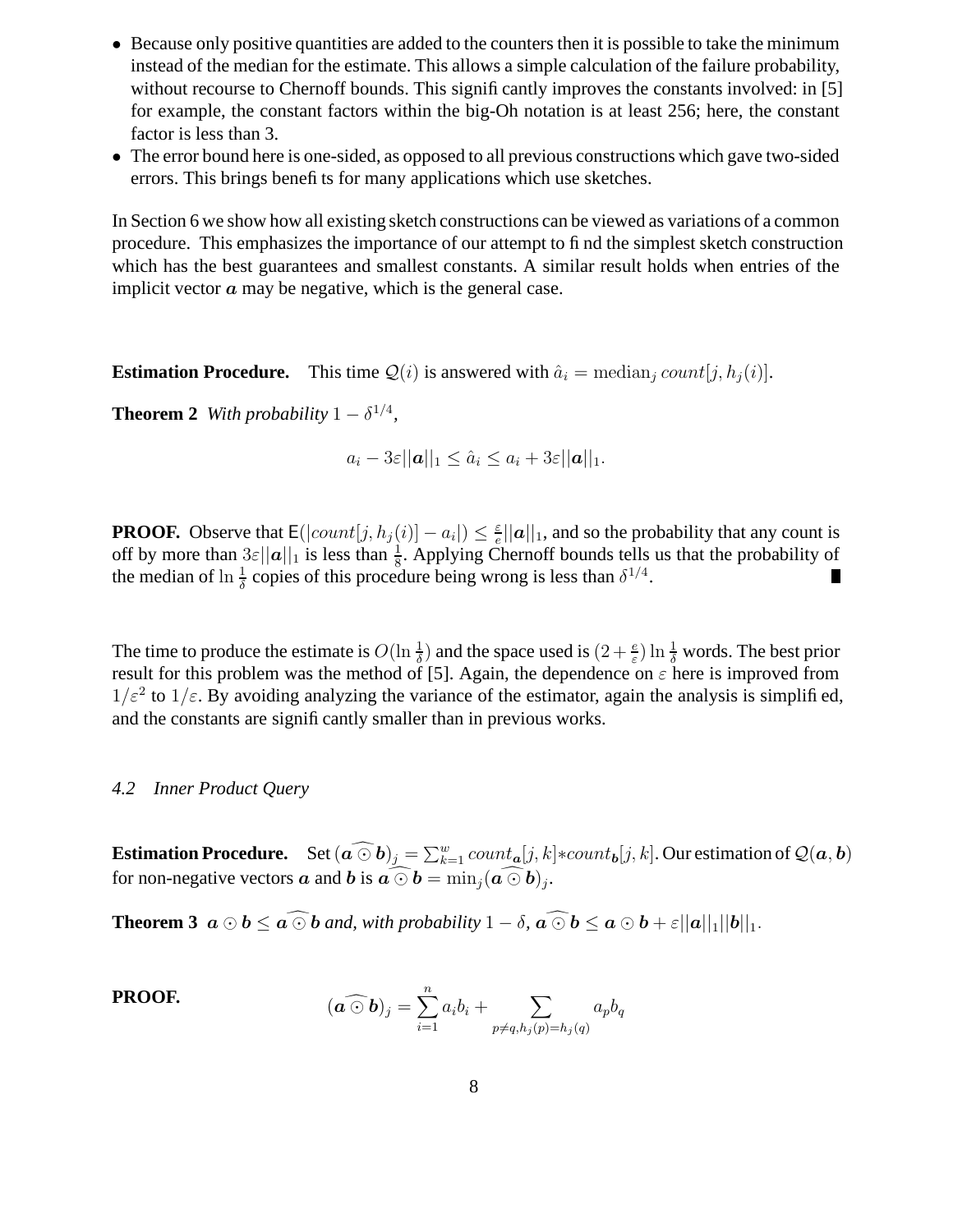- Because only positive quantities are added to the counters then it is possible to take the minimum instead of the median for the estimate. This allows a simple calculation of the failure probability, without recourse to Chernoff bounds. This significantly improves the constants involved: in [5] for example, the constant factors within the big-Oh notation is at least 256; here, the constant factor is less than 3.
- The error bound here is one-sided, as opposed to all previous constructions which gave two-sided errors. This brings benefits for many applications which use sketches.

In Section 6 we show how all existing sketch constructions can be viewed as variations of a common procedure. This emphasizes the importance of our attempt to find the simplest sketch construction which has the best guarantees and smallest constants. A similar result holds when entries of the implicit vector $\boldsymbol{a}$ may be negative, which is the general case.

**Estimation Procedure.** This time $\mathcal{Q}(i)$ is answered with $\hat{a}_i = \text{median}_j \, count[j, h_j(i)]$.

**Theorem 2** *With probability* $1 - \delta^{1/4}$*,*

$$a_i - 3\varepsilon||\boldsymbol{a}||_1 \leq \hat{a}_i \leq a_i + 3\varepsilon||\boldsymbol{a}||_1.$$

**PROOF.** Observe that $\mathsf{E}(|count[j, h_j(i)] - a_i|) \leq \frac{\varepsilon}{e}||\boldsymbol{a}||_1$, and so the probability that any count is off by more than $3\varepsilon||\boldsymbol{a}||_1$ is less than $\frac{1}{8}$. Applying Chernoff bounds tells us that the probability of the median of $\ln\frac{1}{\delta}$ copies of this procedure being wrong is less than $\delta^{1/4}$. ∎

The time to produce the estimate is $O(\ln\frac{1}{\delta})$ and the space used is $(2 + \frac{e}{\varepsilon})\ln\frac{1}{\delta}$ words. The best prior result for this problem was the method of [5]. Again, the dependence on $\varepsilon$ here is improved from $1/\varepsilon^2$ to $1/\varepsilon$. By avoiding analyzing the variance of the estimator, again the analysis is simplified, and the constants are significantly smaller than in previous works.

### *4.2 Inner Product Query*

**Estimation Procedure.** Set $(\widehat{\boldsymbol{a} \odot \boldsymbol{b}})_j = \sum_{k=1}^{w} count_{\boldsymbol{a}}[j,k] * count_{\boldsymbol{b}}[j,k]$. Our estimation of $\mathcal{Q}(\boldsymbol{a}, \boldsymbol{b})$ for non-negative vectors $\boldsymbol{a}$ and $\boldsymbol{b}$ is $\widehat{\boldsymbol{a} \odot \boldsymbol{b}} = \min_j (\widehat{\boldsymbol{a} \odot \boldsymbol{b}})_j$.

**Theorem 3** $\boldsymbol{a} \odot \boldsymbol{b} \leq \widehat{\boldsymbol{a} \odot \boldsymbol{b}}$ *and, with probability* $1 - \delta$*,* $\widehat{\boldsymbol{a} \odot \boldsymbol{b}} \leq \boldsymbol{a} \odot \boldsymbol{b} + \varepsilon||\boldsymbol{a}||_1||\boldsymbol{b}||_1$.

**PROOF.**

$$(\widehat{\boldsymbol{a} \odot \boldsymbol{b}})_j = \sum_{i=1}^{n} a_i b_i + \sum_{p \neq q, h_j(p) = h_j(q)} a_p b_q$$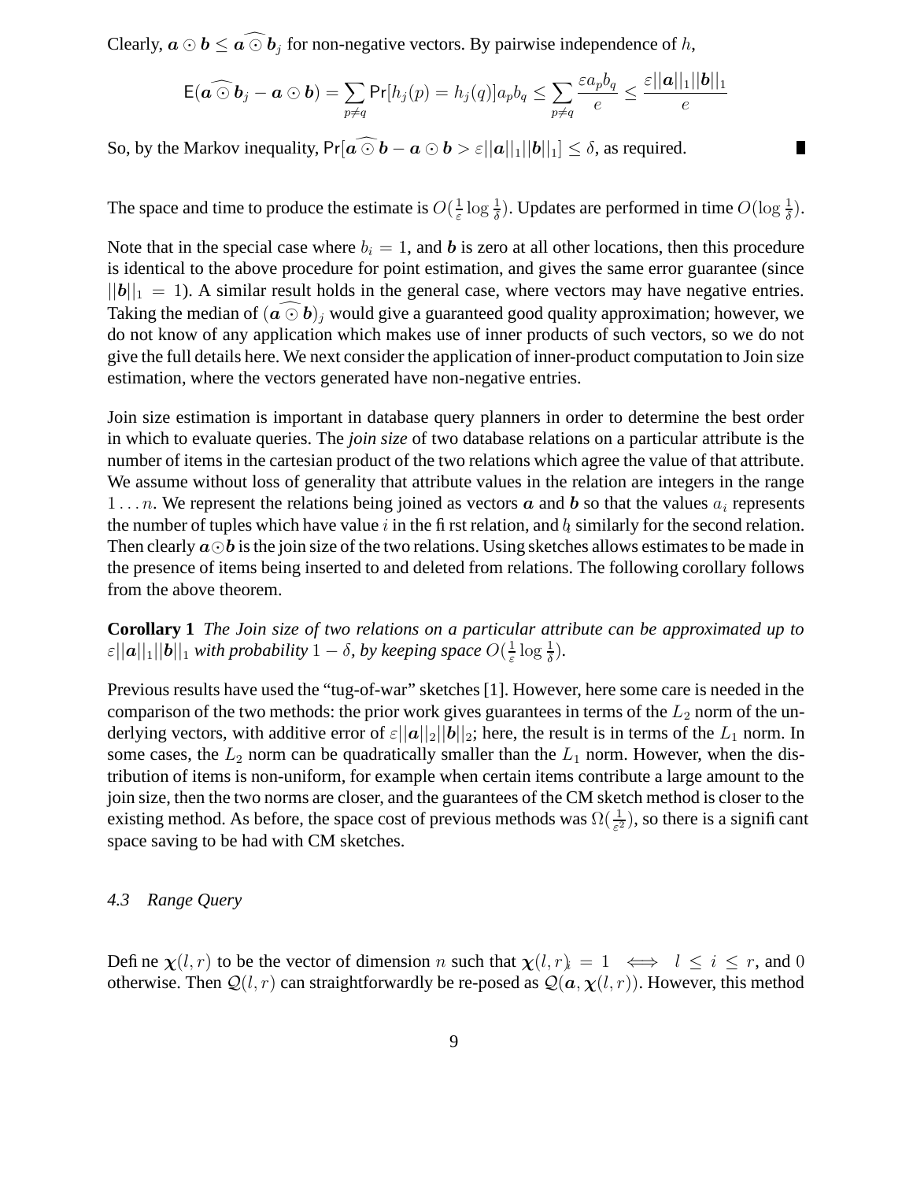Clearly, $\boldsymbol{a} \odot \boldsymbol{b} \leq \widehat{\boldsymbol{a} \odot \boldsymbol{b}}_j$ for non-negative vectors. By pairwise independence of $h$,

$$\mathsf{E}(\widehat{\boldsymbol{a} \odot \boldsymbol{b}}_j - \boldsymbol{a} \odot \boldsymbol{b}) = \sum_{p \neq q} \Pr[h_j(p) = h_j(q)] a_p b_q \leq \sum_{p \neq q} \frac{\varepsilon a_p b_q}{e} \leq \frac{\varepsilon ||\boldsymbol{a}||_1 ||\boldsymbol{b}||_1}{e}$$

So, by the Markov inequality, $\Pr[\widehat{\boldsymbol{a} \odot \boldsymbol{b}} - \boldsymbol{a} \odot \boldsymbol{b} > \varepsilon ||\boldsymbol{a}||_1 ||\boldsymbol{b}||_1] \leq \delta$, as required. ∎

The space and time to produce the estimate is $O(\frac{1}{\varepsilon} \log \frac{1}{\delta})$. Updates are performed in time $O(\log \frac{1}{\delta})$.

Note that in the special case where $b_i = 1$, and $\boldsymbol{b}$ is zero at all other locations, then this procedure is identical to the above procedure for point estimation, and gives the same error guarantee (since $||\boldsymbol{b}||_1 = 1$). A similar result holds in the general case, where vectors may have negative entries. Taking the median of $(\widehat{\boldsymbol{a} \odot \boldsymbol{b}})_j$ would give a guaranteed good quality approximation; however, we do not know of any application which makes use of inner products of such vectors, so we do not give the full details here. We next consider the application of inner-product computation to Join size estimation, where the vectors generated have non-negative entries.

Join size estimation is important in database query planners in order to determine the best order in which to evaluate queries. The *join size* of two database relations on a particular attribute is the number of items in the cartesian product of the two relations which agree the value of that attribute. We assume without loss of generality that attribute values in the relation are integers in the range $1 \ldots n$. We represent the relations being joined as vectors $\boldsymbol{a}$ and $\boldsymbol{b}$ so that the values $a_i$ represents the number of tuples which have value $i$ in the first relation, and $b_i$ similarly for the second relation. Then clearly $\boldsymbol{a} \odot \boldsymbol{b}$ is the join size of the two relations. Using sketches allows estimates to be made in the presence of items being inserted to and deleted from relations. The following corollary follows from the above theorem.

**Corollary 1** *The Join size of two relations on a particular attribute can be approximated up to* $\varepsilon ||\boldsymbol{a}||_1 ||\boldsymbol{b}||_1$ *with probability* $1 - \delta$, *by keeping space* $O(\frac{1}{\varepsilon} \log \frac{1}{\delta})$.

Previous results have used the "tug-of-war" sketches [1]. However, here some care is needed in the comparison of the two methods: the prior work gives guarantees in terms of the $L_2$ norm of the underlying vectors, with additive error of $\varepsilon ||\boldsymbol{a}||_2 ||\boldsymbol{b}||_2$; here, the result is in terms of the $L_1$ norm. In some cases, the $L_2$ norm can be quadratically smaller than the $L_1$ norm. However, when the distribution of items is non-uniform, for example when certain items contribute a large amount to the join size, then the two norms are closer, and the guarantees of the CM sketch method is closer to the existing method. As before, the space cost of previous methods was $\Omega(\frac{1}{\varepsilon^2})$, so there is a significant space saving to be had with CM sketches.

### *4.3 Range Query*

Define $\boldsymbol{\chi}(l, r)$ to be the vector of dimension $n$ such that $\boldsymbol{\chi}(l, r)_i = 1 \iff l \leq i \leq r$, and $0$ otherwise. Then $\mathcal{Q}(l, r)$ can straightforwardly be re-posed as $\mathcal{Q}(\boldsymbol{a}, \boldsymbol{\chi}(l, r))$. However, this method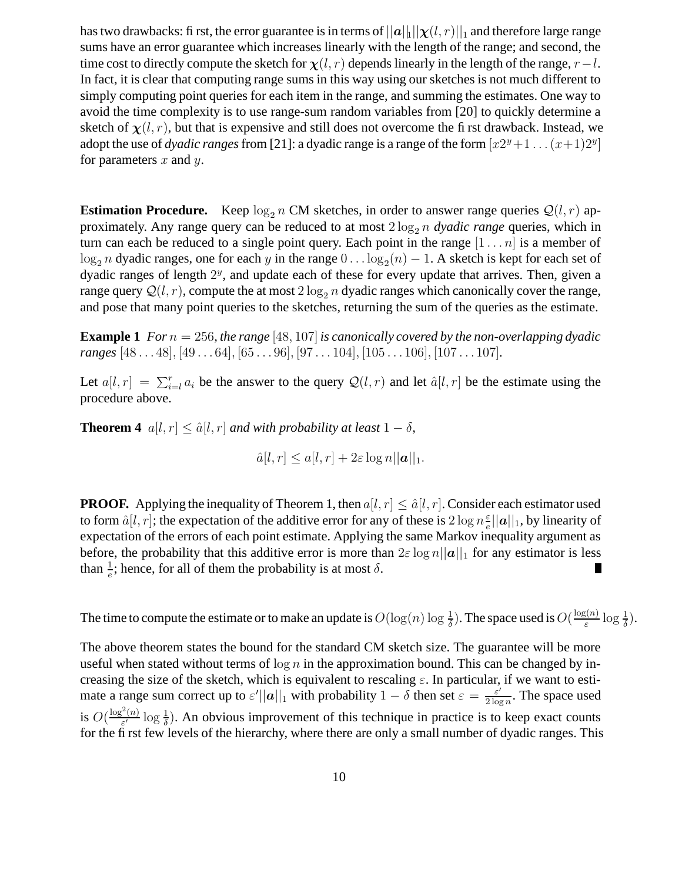has two drawbacks: first, the error guarantee is in terms of $||\boldsymbol{a}||_1||\boldsymbol{\chi}(l,r)||_1$ and therefore large range sums have an error guarantee which increases linearly with the length of the range; and second, the time cost to directly compute the sketch for $\boldsymbol{\chi}(l,r)$ depends linearly in the length of the range, $r-l$. In fact, it is clear that computing range sums in this way using our sketches is not much different to simply computing point queries for each item in the range, and summing the estimates. One way to avoid the time complexity is to use range-sum random variables from [20] to quickly determine a sketch of $\boldsymbol{\chi}(l,r)$, but that is expensive and still does not overcome the first drawback. Instead, we adopt the use of *dyadic ranges* from [21]: a dyadic range is a range of the form $[x2^y+1 \ldots (x+1)2^y]$ for parameters $x$ and $y$.

**Estimation Procedure.** Keep $\log_2 n$ CM sketches, in order to answer range queries $\mathcal{Q}(l,r)$ approximately. Any range query can be reduced to at most $2\log_2 n$ *dyadic range* queries, which in turn can each be reduced to a single point query. Each point in the range $[1 \ldots n]$ is a member of $\log_2 n$ dyadic ranges, one for each $y$ in the range $0 \ldots \log_2(n)-1$. A sketch is kept for each set of dyadic ranges of length $2^y$, and update each of these for every update that arrives. Then, given a range query $\mathcal{Q}(l,r)$, compute the at most $2\log_2 n$ dyadic ranges which canonically cover the range, and pose that many point queries to the sketches, returning the sum of the queries as the estimate.

**Example 1** *For $n = 256$, the range $[48, 107]$ is canonically covered by the non-overlapping dyadic ranges $[48 \ldots 48], [49 \ldots 64], [65 \ldots 96], [97 \ldots 104], [105 \ldots 106], [107 \ldots 107]$.*

Let $a[l,r] = \sum_{i=l}^{r} a_i$ be the answer to the query $\mathcal{Q}(l,r)$ and let $\hat{a}[l,r]$ be the estimate using the procedure above.

**Theorem 4** $a[l,r] \leq \hat{a}[l,r]$ *and with probability at least* $1-\delta$*,*

$$\hat{a}[l,r] \leq a[l,r] + 2\varepsilon \log n ||\boldsymbol{a}||_1.$$

**PROOF.** Applying the inequality of Theorem 1, then $a[l,r] \leq \hat{a}[l,r]$. Consider each estimator used to form $\hat{a}[l,r]$; the expectation of the additive error for any of these is $2\log n \frac{\varepsilon}{e}||\boldsymbol{a}||_1$, by linearity of expectation of the errors of each point estimate. Applying the same Markov inequality argument as before, the probability that this additive error is more than $2\varepsilon \log n ||\boldsymbol{a}||_1$ for any estimator is less than $\frac{1}{e}$; hence, for all of them the probability is at most $\delta$. ∎

The time to compute the estimate or to make an update is $O(\log(n)\log\frac{1}{\delta})$. The space used is $O(\frac{\log(n)}{\varepsilon}\log\frac{1}{\delta})$.

The above theorem states the bound for the standard CM sketch size. The guarantee will be more useful when stated without terms of $\log n$ in the approximation bound. This can be changed by increasing the size of the sketch, which is equivalent to rescaling $\varepsilon$. In particular, if we want to estimate a range sum correct up to $\varepsilon'||\boldsymbol{a}||_1$ with probability $1-\delta$ then set $\varepsilon = \frac{\varepsilon'}{2\log n}$. The space used is $O(\frac{\log^2(n)}{\varepsilon'}\log\frac{1}{\delta})$. An obvious improvement of this technique in practice is to keep exact counts for the first few levels of the hierarchy, where there are only a small number of dyadic ranges. This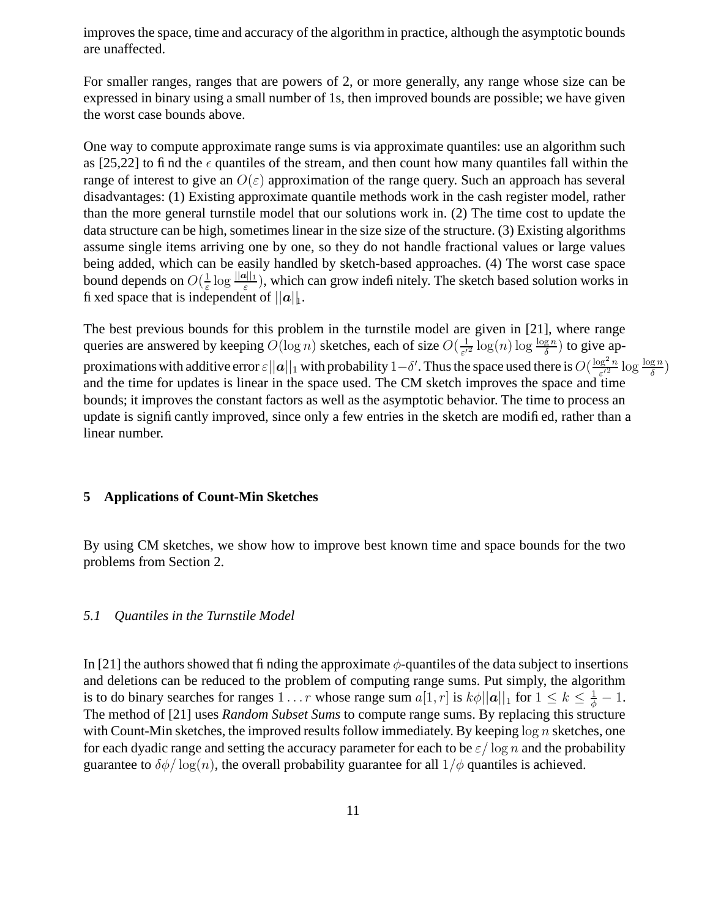improves the space, time and accuracy of the algorithm in practice, although the asymptotic bounds are unaffected.

For smaller ranges, ranges that are powers of 2, or more generally, any range whose size can be expressed in binary using a small number of 1s, then improved bounds are possible; we have given the worst case bounds above.

One way to compute approximate range sums is via approximate quantiles: use an algorithm such as [25,22] to find the $\epsilon$ quantiles of the stream, and then count how many quantiles fall within the range of interest to give an $O(\varepsilon)$ approximation of the range query. Such an approach has several disadvantages: (1) Existing approximate quantile methods work in the cash register model, rather than the more general turnstile model that our solutions work in. (2) The time cost to update the data structure can be high, sometimes linear in the size size of the structure. (3) Existing algorithms assume single items arriving one by one, so they do not handle fractional values or large values being added, which can be easily handled by sketch-based approaches. (4) The worst case space bound depends on $O(\frac{1}{\varepsilon} \log \frac{||\boldsymbol{a}||_1}{\varepsilon})$, which can grow indefinitely. The sketch based solution works in fixed space that is independent of $||\boldsymbol{a}||_1$.

The best previous bounds for this problem in the turnstile model are given in [21], where range queries are answered by keeping $O(\log n)$ sketches, each of size $O(\frac{1}{\varepsilon'^2} \log(n) \log \frac{\log n}{\delta})$ to give approximations with additive error $\varepsilon||\boldsymbol{a}||_1$ with probability $1-\delta'$. Thus the space used there is $O(\frac{\log^2 n}{\varepsilon'^2} \log \frac{\log n}{\delta})$ and the time for updates is linear in the space used. The CM sketch improves the space and time bounds; it improves the constant factors as well as the asymptotic behavior. The time to process an update is significantly improved, since only a few entries in the sketch are modified, rather than a linear number.

## 5 Applications of Count-Min Sketches

By using CM sketches, we show how to improve best known time and space bounds for the two problems from Section 2.

### *5.1 Quantiles in the Turnstile Model*

In [21] the authors showed that finding the approximate $\phi$-quantiles of the data subject to insertions and deletions can be reduced to the problem of computing range sums. Put simply, the algorithm is to do binary searches for ranges $1 \ldots r$ whose range sum $a[1, r]$ is $k\phi||\boldsymbol{a}||_1$ for $1 \leq k \leq \frac{1}{\phi} - 1$. The method of [21] uses *Random Subset Sums* to compute range sums. By replacing this structure with Count-Min sketches, the improved results follow immediately. By keeping $\log n$ sketches, one for each dyadic range and setting the accuracy parameter for each to be $\varepsilon / \log n$ and the probability guarantee to $\delta\phi/\log(n)$, the overall probability guarantee for all $1/\phi$ quantiles is achieved.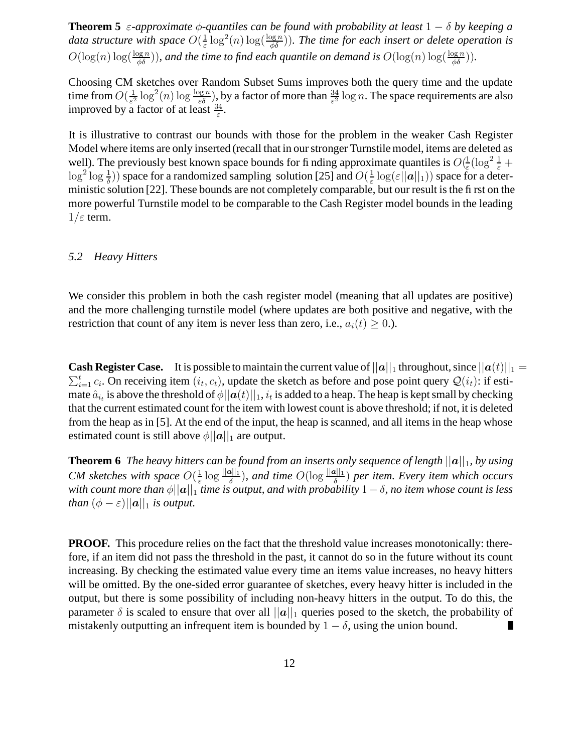**Theorem 5** *$\varepsilon$-approximate $\phi$-quantiles can be found with probability at least $1-\delta$ by keeping a data structure with space $O(\frac{1}{\varepsilon}\log^2(n)\log(\frac{\log n}{\phi\delta}))$. The time for each insert or delete operation is $O(\log(n)\log(\frac{\log n}{\phi\delta}))$, and the time to find each quantile on demand is $O(\log(n)\log(\frac{\log n}{\phi\delta}))$.*

Choosing CM sketches over Random Subset Sums improves both the query time and the update time from $O(\frac{1}{\varepsilon^2}\log^2(n)\log\frac{\log n}{\varepsilon\delta})$, by a factor of more than $\frac{34}{\varepsilon^2}\log n$. The space requirements are also improved by a factor of at least $\frac{34}{\varepsilon}$.

It is illustrative to contrast our bounds with those for the problem in the weaker Cash Register Model where items are only inserted (recall that in our stronger Turnstile model, items are deleted as well). The previously best known space bounds for finding approximate quantiles is $O(\frac{1}{\varepsilon}(\log^2\frac{1}{\varepsilon}+\log^2\log\frac{1}{\delta}))$ space for a randomized sampling solution [25] and $O(\frac{1}{\varepsilon}\log(\varepsilon||\boldsymbol{a}||_1))$ space for a deterministic solution [22]. These bounds are not completely comparable, but our result is the first on the more powerful Turnstile model to be comparable to the Cash Register model bounds in the leading $1/\varepsilon$ term.

### *5.2 Heavy Hitters*

We consider this problem in both the cash register model (meaning that all updates are positive) and the more challenging turnstile model (where updates are both positive and negative, with the restriction that count of any item is never less than zero, i.e., $a_i(t)\geq 0$.).

**Cash Register Case.** It is possible to maintain the current value of $||\boldsymbol{a}||_1$ throughout, since $||\boldsymbol{a}(t)||_1 = \sum_{i=1}^{t} c_i$. On receiving item $(i_t, c_t)$, update the sketch as before and pose point query $\mathcal{Q}(i_t)$: if estimate $\hat{a}_{i_t}$ is above the threshold of $\phi||\boldsymbol{a}(t)||_1$, $i_t$ is added to a heap. The heap is kept small by checking that the current estimated count for the item with lowest count is above threshold; if not, it is deleted from the heap as in [5]. At the end of the input, the heap is scanned, and all items in the heap whose estimated count is still above $\phi||\boldsymbol{a}||_1$ are output.

**Theorem 6** *The heavy hitters can be found from an inserts only sequence of length $||\boldsymbol{a}||_1$, by using CM sketches with space $O(\frac{1}{\varepsilon}\log\frac{||\boldsymbol{a}||_1}{\delta})$, and time $O(\log\frac{||\boldsymbol{a}||_1}{\delta})$ per item. Every item which occurs with count more than $\phi||\boldsymbol{a}||_1$ time is output, and with probability $1-\delta$, no item whose count is less than $(\phi-\varepsilon)||\boldsymbol{a}||_1$ is output.*

**PROOF.** This procedure relies on the fact that the threshold value increases monotonically: therefore, if an item did not pass the threshold in the past, it cannot do so in the future without its count increasing. By checking the estimated value every time an items value increases, no heavy hitters will be omitted. By the one-sided error guarantee of sketches, every heavy hitter is included in the output, but there is some possibility of including non-heavy hitters in the output. To do this, the parameter $\delta$ is scaled to ensure that over all $||\boldsymbol{a}||_1$ queries posed to the sketch, the probability of mistakenly outputting an infrequent item is bounded by $1-\delta$, using the union bound. ∎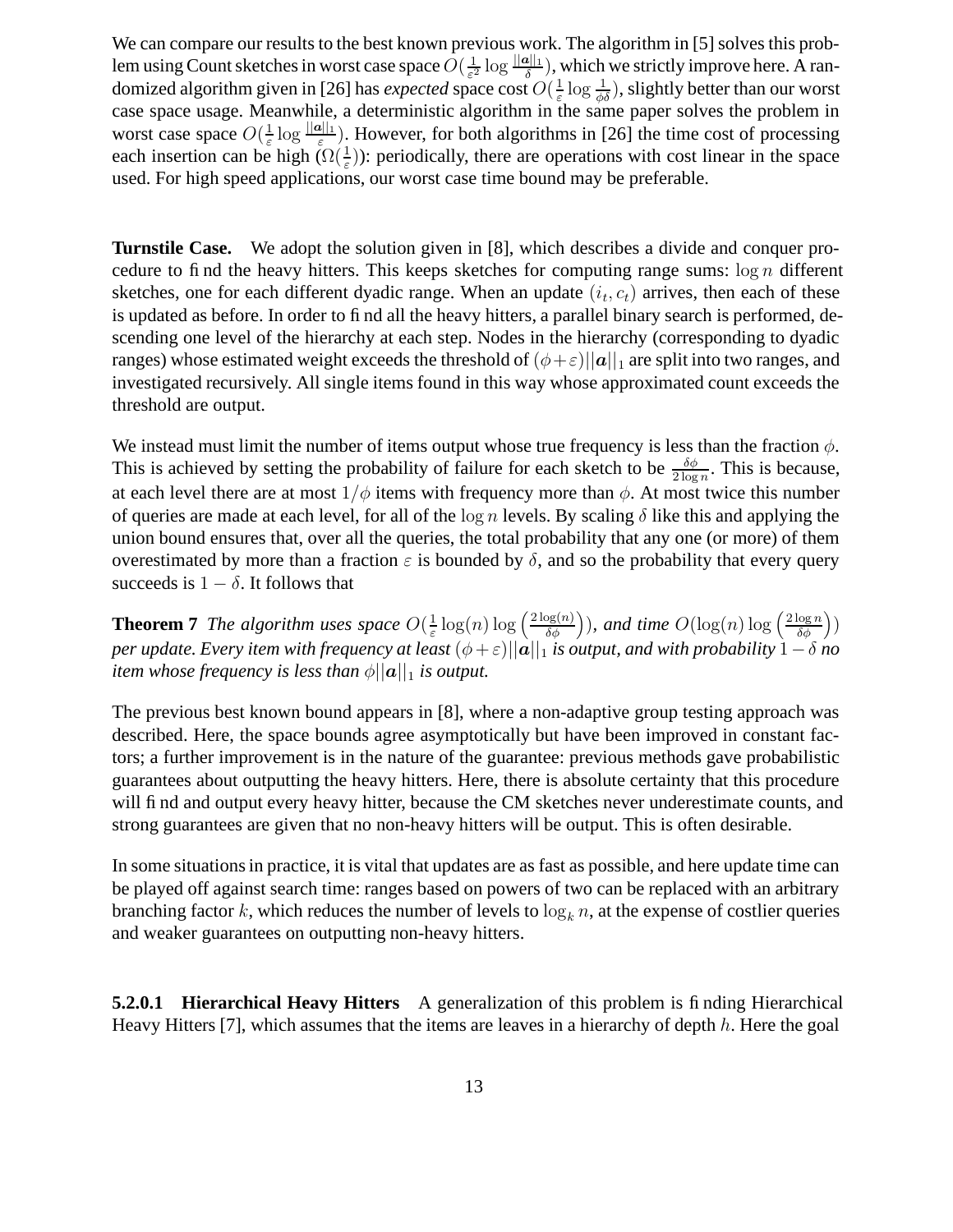We can compare our results to the best known previous work. The algorithm in [5] solves this problem using Count sketches in worst case space $O(\frac{1}{\varepsilon^2}\log\frac{||\boldsymbol{a}||_1}{\delta})$, which we strictly improve here. A randomized algorithm given in [26] has *expected* space cost $O(\frac{1}{\varepsilon}\log\frac{1}{\phi\delta})$, slightly better than our worst case space usage. Meanwhile, a deterministic algorithm in the same paper solves the problem in worst case space $O(\frac{1}{\varepsilon}\log\frac{||\boldsymbol{a}||_1}{\varepsilon})$. However, for both algorithms in [26] the time cost of processing each insertion can be high ($\Omega(\frac{1}{\varepsilon})$): periodically, there are operations with cost linear in the space used. For high speed applications, our worst case time bound may be preferable.

**Turnstile Case.** We adopt the solution given in [8], which describes a divide and conquer procedure to find the heavy hitters. This keeps sketches for computing range sums: $\log n$ different sketches, one for each different dyadic range. When an update $(i_t, c_t)$ arrives, then each of these is updated as before. In order to find all the heavy hitters, a parallel binary search is performed, descending one level of the hierarchy at each step. Nodes in the hierarchy (corresponding to dyadic ranges) whose estimated weight exceeds the threshold of $(\phi+\varepsilon)||\boldsymbol{a}||_1$ are split into two ranges, and investigated recursively. All single items found in this way whose approximated count exceeds the threshold are output.

We instead must limit the number of items output whose true frequency is less than the fraction $\phi$. This is achieved by setting the probability of failure for each sketch to be $\frac{\delta\phi}{2\log n}$. This is because, at each level there are at most $1/\phi$ items with frequency more than $\phi$. At most twice this number of queries are made at each level, for all of the $\log n$ levels. By scaling $\delta$ like this and applying the union bound ensures that, over all the queries, the total probability that any one (or more) of them overestimated by more than a fraction $\varepsilon$ is bounded by $\delta$, and so the probability that every query succeeds is $1-\delta$. It follows that

**Theorem 7** *The algorithm uses space $O(\frac{1}{\varepsilon}\log(n)\log\left(\frac{2\log(n)}{\delta\phi}\right))$, and time $O(\log(n)\log\left(\frac{2\log n}{\delta\phi}\right))$ per update. Every item with frequency at least $(\phi+\varepsilon)||\boldsymbol{a}||_1$ is output, and with probability $1-\delta$ no item whose frequency is less than $\phi||\boldsymbol{a}||_1$ is output.*

The previous best known bound appears in [8], where a non-adaptive group testing approach was described. Here, the space bounds agree asymptotically but have been improved in constant factors; a further improvement is in the nature of the guarantee: previous methods gave probabilistic guarantees about outputting the heavy hitters. Here, there is absolute certainty that this procedure will find and output every heavy hitter, because the CM sketches never underestimate counts, and strong guarantees are given that no non-heavy hitters will be output. This is often desirable.

In some situations in practice, it is vital that updates are as fast as possible, and here update time can be played off against search time: ranges based on powers of two can be replaced with an arbitrary branching factor $k$, which reduces the number of levels to $\log_k n$, at the expense of costlier queries and weaker guarantees on outputting non-heavy hitters.

**5.2.0.1 Hierarchical Heavy Hitters** A generalization of this problem is finding Hierarchical Heavy Hitters [7], which assumes that the items are leaves in a hierarchy of depth $h$. Here the goal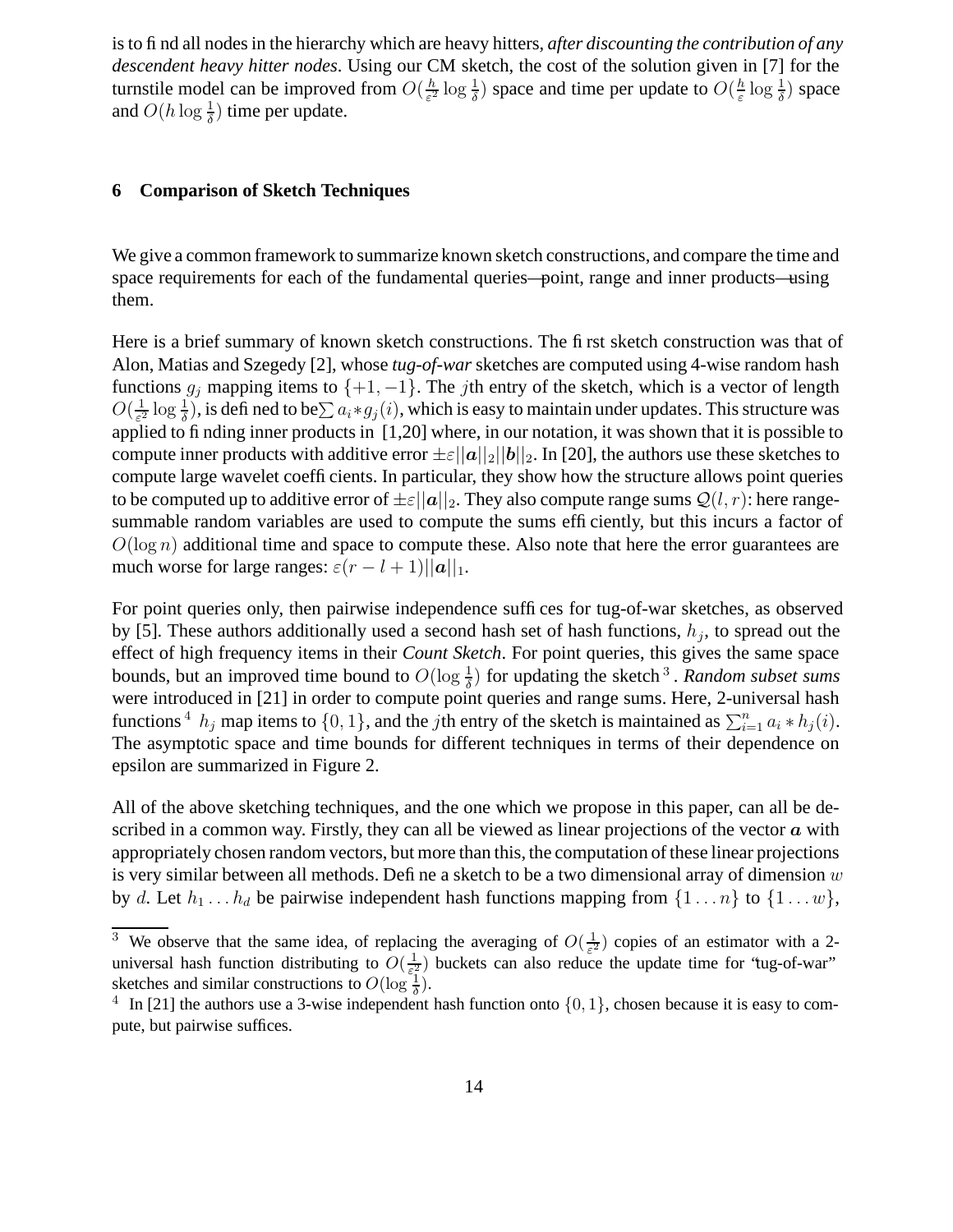is to find all nodes in the hierarchy which are heavy hitters, *after discounting the contribution of any descendent heavy hitter nodes*. Using our CM sketch, the cost of the solution given in [7] for the turnstile model can be improved from $O(\frac{h}{\varepsilon^2}\log\frac{1}{\delta})$ space and time per update to $O(\frac{h}{\varepsilon}\log\frac{1}{\delta})$ space and $O(h\log\frac{1}{\delta})$ time per update.

## 6 Comparison of Sketch Techniques

We give a common framework to summarize known sketch constructions, and compare the time and space requirements for each of the fundamental queries—point, range and inner products—using them.

Here is a brief summary of known sketch constructions. The first sketch construction was that of Alon, Matias and Szegedy [2], whose *tug-of-war* sketches are computed using 4-wise random hash functions $g_j$ mapping items to $\{+1,-1\}$. The $j$th entry of the sketch, which is a vector of length $O(\frac{1}{\varepsilon^2}\log\frac{1}{\delta})$, is defined to be $\sum a_i * g_j(i)$, which is easy to maintain under updates. This structure was applied to finding inner products in [1,20] where, in our notation, it was shown that it is possible to compute inner products with additive error $\pm\varepsilon||\boldsymbol{a}||_2||\boldsymbol{b}||_2$. In [20], the authors use these sketches to compute large wavelet coefficients. In particular, they show how the structure allows point queries to be computed up to additive error of $\pm\varepsilon||\boldsymbol{a}||_2$. They also compute range sums $\mathcal{Q}(l,r)$: here range-summable random variables are used to compute the sums efficiently, but this incurs a factor of $O(\log n)$ additional time and space to compute these. Also note that here the error guarantees are much worse for large ranges: $\varepsilon(r-l+1)||\boldsymbol{a}||_1$.

For point queries only, then pairwise independence suffices for tug-of-war sketches, as observed by [5]. These authors additionally used a second hash set of hash functions, $h_j$, to spread out the effect of high frequency items in their *Count Sketch*. For point queries, this gives the same space bounds, but an improved time bound to $O(\log\frac{1}{\delta})$ for updating the sketch [3]. *Random subset sums* were introduced in [21] in order to compute point queries and range sums. Here, 2-universal hash functions [4] $h_j$ map items to $\{0,1\}$, and the $j$th entry of the sketch is maintained as $\sum_{i=1}^{n} a_i * h_j(i)$. The asymptotic space and time bounds for different techniques in terms of their dependence on epsilon are summarized in Figure 2.

All of the above sketching techniques, and the one which we propose in this paper, can all be described in a common way. Firstly, they can all be viewed as linear projections of the vector $\boldsymbol{a}$ with appropriately chosen random vectors, but more than this, the computation of these linear projections is very similar between all methods. Define a sketch to be a two dimensional array of dimension $w$ by $d$. Let $h_1 \ldots h_d$ be pairwise independent hash functions mapping from $\{1\ldots n\}$ to $\{1\ldots w\}$,

[3] We observe that the same idea, of replacing the averaging of $O(\frac{1}{\varepsilon^2})$ copies of an estimator with a 2-universal hash function distributing to $O(\frac{1}{\varepsilon^2})$ buckets can also reduce the update time for "tug-of-war" sketches and similar constructions to $O(\log\frac{1}{\delta})$.

[4] In [21] the authors use a 3-wise independent hash function onto $\{0,1\}$, chosen because it is easy to compute, but pairwise suffices.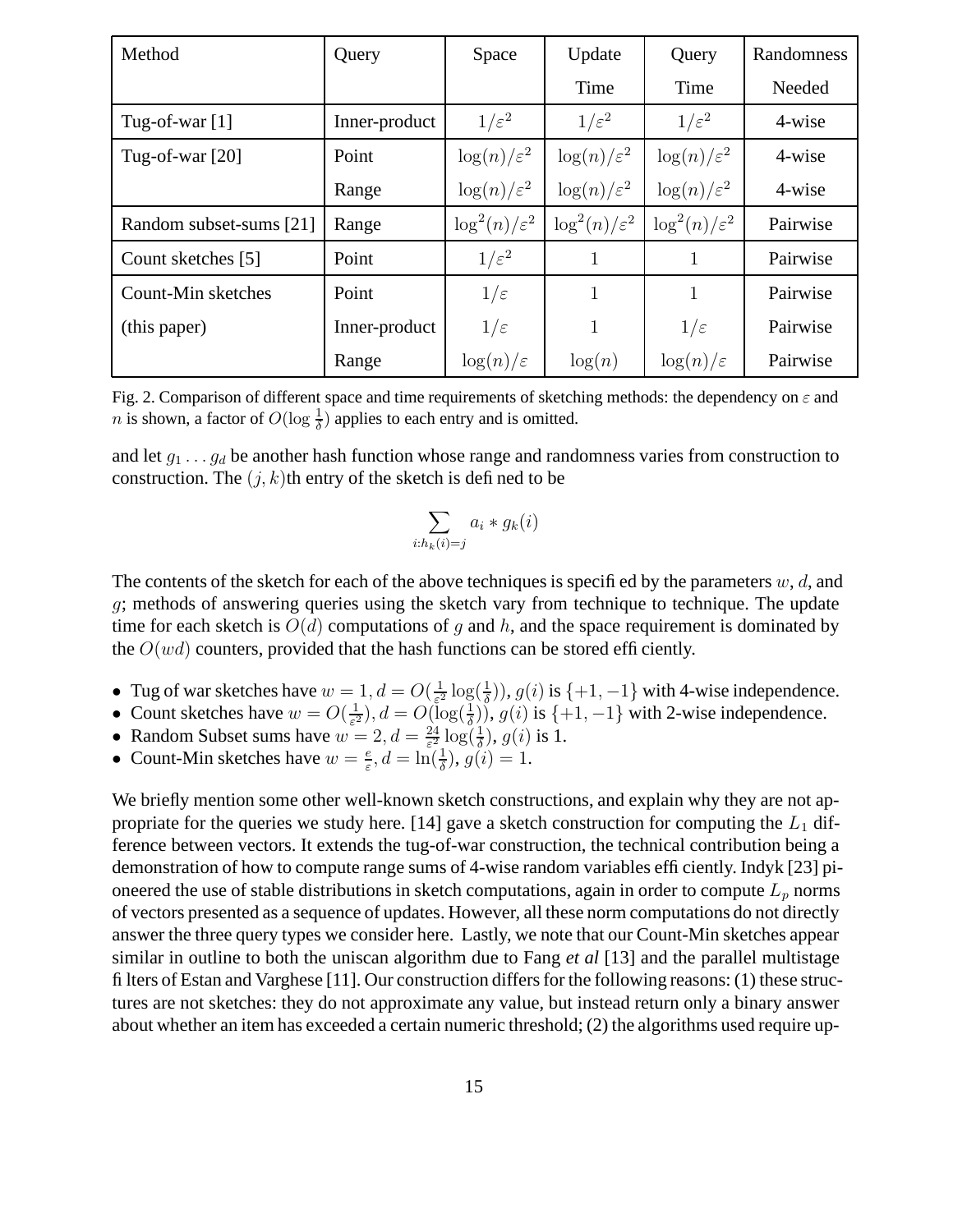| Method | Query | Space | Update Time | Query Time | Randomness Needed |
|---|---|---|---|---|---|
| Tug-of-war [1] | Inner-product | $1/\varepsilon^2$ | $1/\varepsilon^2$ | $1/\varepsilon^2$ | 4-wise |
| Tug-of-war [20] | Point | $\log(n)/\varepsilon^2$ | $\log(n)/\varepsilon^2$ | $\log(n)/\varepsilon^2$ | 4-wise |
| | Range | $\log(n)/\varepsilon^2$ | $\log(n)/\varepsilon^2$ | $\log(n)/\varepsilon^2$ | 4-wise |
| Random subset-sums [21] | Range | $\log^2(n)/\varepsilon^2$ | $\log^2(n)/\varepsilon^2$ | $\log^2(n)/\varepsilon^2$ | Pairwise |
| Count sketches [5] | Point | $1/\varepsilon^2$ | 1 | 1 | Pairwise |
| Count-Min sketches | Point | $1/\varepsilon$ | 1 | 1 | Pairwise |
| (this paper) | Inner-product | $1/\varepsilon$ | 1 | $1/\varepsilon$ | Pairwise |
| | Range | $\log(n)/\varepsilon$ | $\log(n)$ | $\log(n)/\varepsilon$ | Pairwise |

Fig. 2. Comparison of different space and time requirements of sketching methods: the dependency on $\varepsilon$ and $n$ is shown, a factor of $O(\log \frac{1}{\delta})$ applies to each entry and is omitted.

and let $g_1 \dots g_d$ be another hash function whose range and randomness varies from construction to construction. The $(j, k)$th entry of the sketch is defined to be

$$\sum_{i:h_k(i)=j} a_i * g_k(i)$$

The contents of the sketch for each of the above techniques is specified by the parameters $w$, $d$, and $g$; methods of answering queries using the sketch vary from technique to technique. The update time for each sketch is $O(d)$ computations of $g$ and $h$, and the space requirement is dominated by the $O(wd)$ counters, provided that the hash functions can be stored efficiently.

- Tug of war sketches have $w = 1, d = O(\frac{1}{\varepsilon^2}\log(\frac{1}{\delta}))$, $g(i)$ is $\{+1, -1\}$ with 4-wise independence.
- Count sketches have $w = O(\frac{1}{\varepsilon^2}), d = O(\log(\frac{1}{\delta}))$, $g(i)$ is $\{+1, -1\}$ with 2-wise independence.
- Random Subset sums have $w = 2, d = \frac{24}{\varepsilon^2}\log(\frac{1}{\delta})$, $g(i)$ is 1.
- Count-Min sketches have $w = \frac{e}{\varepsilon}, d = \ln(\frac{1}{\delta})$, $g(i) = 1$.

We briefly mention some other well-known sketch constructions, and explain why they are not appropriate for the queries we study here. [14] gave a sketch construction for computing the $L_1$ difference between vectors. It extends the tug-of-war construction, the technical contribution being a demonstration of how to compute range sums of 4-wise random variables efficiently. Indyk [23] pioneered the use of stable distributions in sketch computations, again in order to compute $L_p$ norms of vectors presented as a sequence of updates. However, all these norm computations do not directly answer the three query types we consider here. Lastly, we note that our Count-Min sketches appear similar in outline to both the uniscan algorithm due to Fang *et al* [13] and the parallel multistage filters of Estan and Varghese [11]. Our construction differs for the following reasons: (1) these structures are not sketches: they do not approximate any value, but instead return only a binary answer about whether an item has exceeded a certain numeric threshold; (2) the algorithms used require up-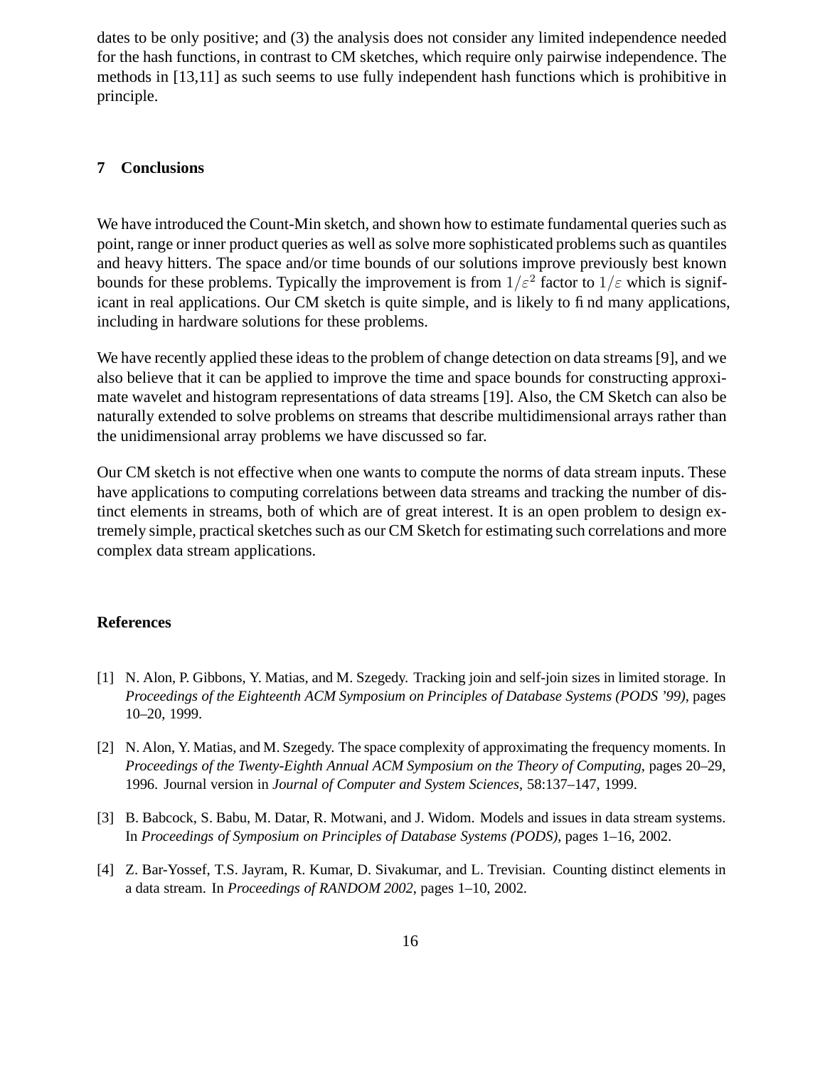dates to be only positive; and (3) the analysis does not consider any limited independence needed for the hash functions, in contrast to CM sketches, which require only pairwise independence. The methods in [13,11] as such seems to use fully independent hash functions which is prohibitive in principle.

## 7 Conclusions

We have introduced the Count-Min sketch, and shown how to estimate fundamental queries such as point, range or inner product queries as well as solve more sophisticated problems such as quantiles and heavy hitters. The space and/or time bounds of our solutions improve previously best known bounds for these problems. Typically the improvement is from $1/\varepsilon^2$ factor to $1/\varepsilon$ which is significant in real applications. Our CM sketch is quite simple, and is likely to find many applications, including in hardware solutions for these problems.

We have recently applied these ideas to the problem of change detection on data streams [9], and we also believe that it can be applied to improve the time and space bounds for constructing approximate wavelet and histogram representations of data streams [19]. Also, the CM Sketch can also be naturally extended to solve problems on streams that describe multidimensional arrays rather than the unidimensional array problems we have discussed so far.

Our CM sketch is not effective when one wants to compute the norms of data stream inputs. These have applications to computing correlations between data streams and tracking the number of distinct elements in streams, both of which are of great interest. It is an open problem to design extremely simple, practical sketches such as our CM Sketch for estimating such correlations and more complex data stream applications.

## References

[1] N. Alon, P. Gibbons, Y. Matias, and M. Szegedy. Tracking join and self-join sizes in limited storage. In *Proceedings of the Eighteenth ACM Symposium on Principles of Database Systems (PODS '99)*, pages 10–20, 1999.

[2] N. Alon, Y. Matias, and M. Szegedy. The space complexity of approximating the frequency moments. In *Proceedings of the Twenty-Eighth Annual ACM Symposium on the Theory of Computing*, pages 20–29, 1996. Journal version in *Journal of Computer and System Sciences*, 58:137–147, 1999.

[3] B. Babcock, S. Babu, M. Datar, R. Motwani, and J. Widom. Models and issues in data stream systems. In *Proceedings of Symposium on Principles of Database Systems (PODS)*, pages 1–16, 2002.

[4] Z. Bar-Yossef, T.S. Jayram, R. Kumar, D. Sivakumar, and L. Trevisian. Counting distinct elements in a data stream. In *Proceedings of RANDOM 2002*, pages 1–10, 2002.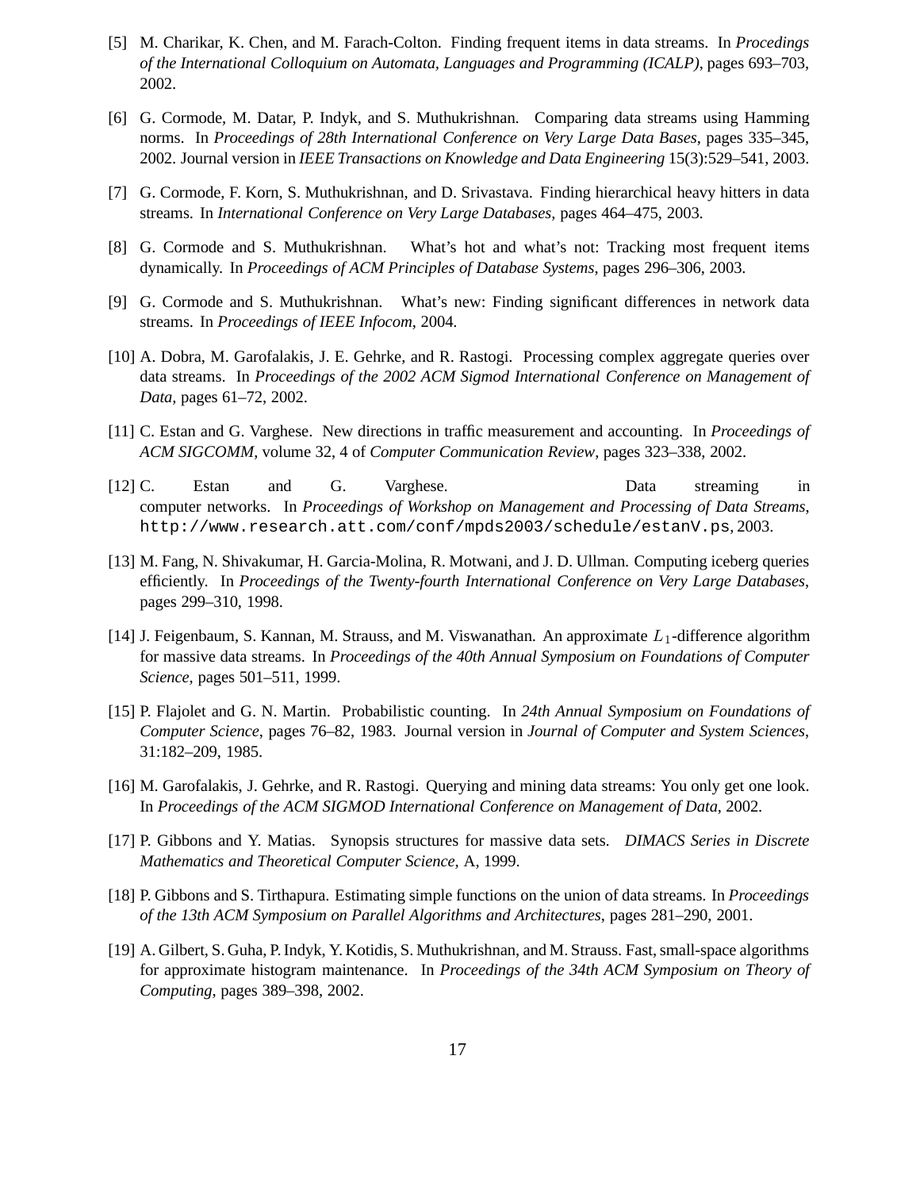[5] M. Charikar, K. Chen, and M. Farach-Colton. Finding frequent items in data streams. In *Procedings of the International Colloquium on Automata, Languages and Programming (ICALP)*, pages 693–703, 2002.

[6] G. Cormode, M. Datar, P. Indyk, and S. Muthukrishnan. Comparing data streams using Hamming norms. In *Proceedings of 28th International Conference on Very Large Data Bases*, pages 335–345, 2002. Journal version in *IEEE Transactions on Knowledge and Data Engineering* 15(3):529–541, 2003.

[7] G. Cormode, F. Korn, S. Muthukrishnan, and D. Srivastava. Finding hierarchical heavy hitters in data streams. In *International Conference on Very Large Databases*, pages 464–475, 2003.

[8] G. Cormode and S. Muthukrishnan. What's hot and what's not: Tracking most frequent items dynamically. In *Proceedings of ACM Principles of Database Systems*, pages 296–306, 2003.

[9] G. Cormode and S. Muthukrishnan. What's new: Finding significant differences in network data streams. In *Proceedings of IEEE Infocom*, 2004.

[10] A. Dobra, M. Garofalakis, J. E. Gehrke, and R. Rastogi. Processing complex aggregate queries over data streams. In *Proceedings of the 2002 ACM Sigmod International Conference on Management of Data*, pages 61–72, 2002.

[11] C. Estan and G. Varghese. New directions in traffic measurement and accounting. In *Proceedings of ACM SIGCOMM*, volume 32, 4 of *Computer Communication Review*, pages 323–338, 2002.

[12] C. Estan and G. Varghese. Data streaming in computer networks. In *Proceedings of Workshop on Management and Processing of Data Streams*, `http://www.research.att.com/conf/mpds2003/schedule/estanV.ps`, 2003.

[13] M. Fang, N. Shivakumar, H. Garcia-Molina, R. Motwani, and J. D. Ullman. Computing iceberg queries efficiently. In *Proceedings of the Twenty-fourth International Conference on Very Large Databases*, pages 299–310, 1998.

[14] J. Feigenbaum, S. Kannan, M. Strauss, and M. Viswanathan. An approximate $L_1$-difference algorithm for massive data streams. In *Proceedings of the 40th Annual Symposium on Foundations of Computer Science*, pages 501–511, 1999.

[15] P. Flajolet and G. N. Martin. Probabilistic counting. In *24th Annual Symposium on Foundations of Computer Science*, pages 76–82, 1983. Journal version in *Journal of Computer and System Sciences*, 31:182–209, 1985.

[16] M. Garofalakis, J. Gehrke, and R. Rastogi. Querying and mining data streams: You only get one look. In *Proceedings of the ACM SIGMOD International Conference on Management of Data*, 2002.

[17] P. Gibbons and Y. Matias. Synopsis structures for massive data sets. *DIMACS Series in Discrete Mathematics and Theoretical Computer Science*, A, 1999.

[18] P. Gibbons and S. Tirthapura. Estimating simple functions on the union of data streams. In *Proceedings of the 13th ACM Symposium on Parallel Algorithms and Architectures*, pages 281–290, 2001.

[19] A. Gilbert, S. Guha, P. Indyk, Y. Kotidis, S. Muthukrishnan, and M. Strauss. Fast, small-space algorithms for approximate histogram maintenance. In *Proceedings of the 34th ACM Symposium on Theory of Computing*, pages 389–398, 2002.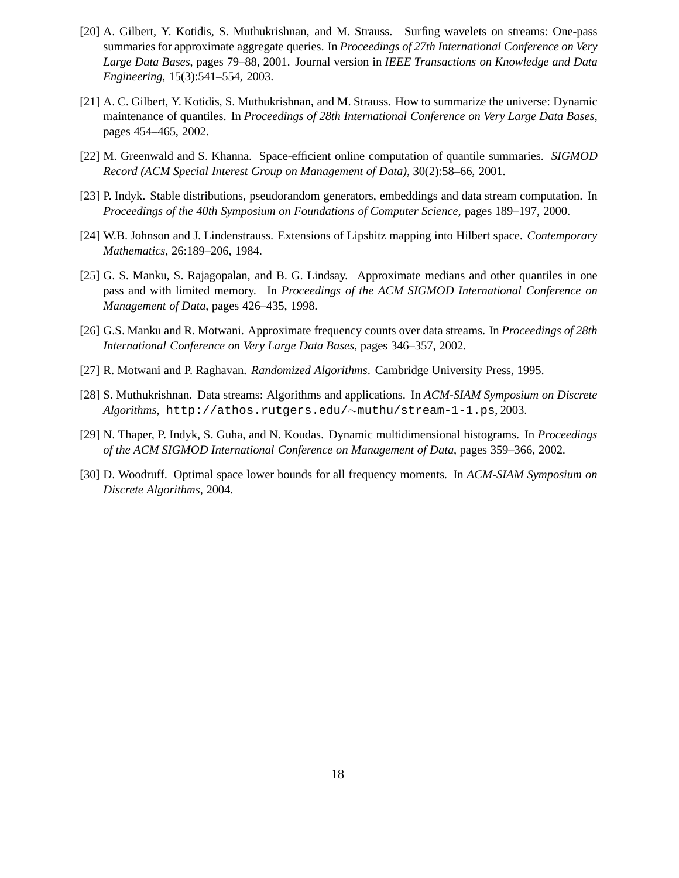[20] A. Gilbert, Y. Kotidis, S. Muthukrishnan, and M. Strauss. Surfing wavelets on streams: One-pass summaries for approximate aggregate queries. In *Proceedings of 27th International Conference on Very Large Data Bases*, pages 79–88, 2001. Journal version in *IEEE Transactions on Knowledge and Data Engineering*, 15(3):541–554, 2003.

[21] A. C. Gilbert, Y. Kotidis, S. Muthukrishnan, and M. Strauss. How to summarize the universe: Dynamic maintenance of quantiles. In *Proceedings of 28th International Conference on Very Large Data Bases*, pages 454–465, 2002.

[22] M. Greenwald and S. Khanna. Space-efficient online computation of quantile summaries. *SIGMOD Record (ACM Special Interest Group on Management of Data)*, 30(2):58–66, 2001.

[23] P. Indyk. Stable distributions, pseudorandom generators, embeddings and data stream computation. In *Proceedings of the 40th Symposium on Foundations of Computer Science*, pages 189–197, 2000.

[24] W.B. Johnson and J. Lindenstrauss. Extensions of Lipshitz mapping into Hilbert space. *Contemporary Mathematics*, 26:189–206, 1984.

[25] G. S. Manku, S. Rajagopalan, and B. G. Lindsay. Approximate medians and other quantiles in one pass and with limited memory. In *Proceedings of the ACM SIGMOD International Conference on Management of Data*, pages 426–435, 1998.

[26] G.S. Manku and R. Motwani. Approximate frequency counts over data streams. In *Proceedings of 28th International Conference on Very Large Data Bases*, pages 346–357, 2002.

[27] R. Motwani and P. Raghavan. *Randomized Algorithms*. Cambridge University Press, 1995.

[28] S. Muthukrishnan. Data streams: Algorithms and applications. In *ACM-SIAM Symposium on Discrete Algorithms*, `http://athos.rutgers.edu/~muthu/stream-1-1.ps`, 2003.

[29] N. Thaper, P. Indyk, S. Guha, and N. Koudas. Dynamic multidimensional histograms. In *Proceedings of the ACM SIGMOD International Conference on Management of Data*, pages 359–366, 2002.

[30] D. Woodruff. Optimal space lower bounds for all frequency moments. In *ACM-SIAM Symposium on Discrete Algorithms*, 2004.